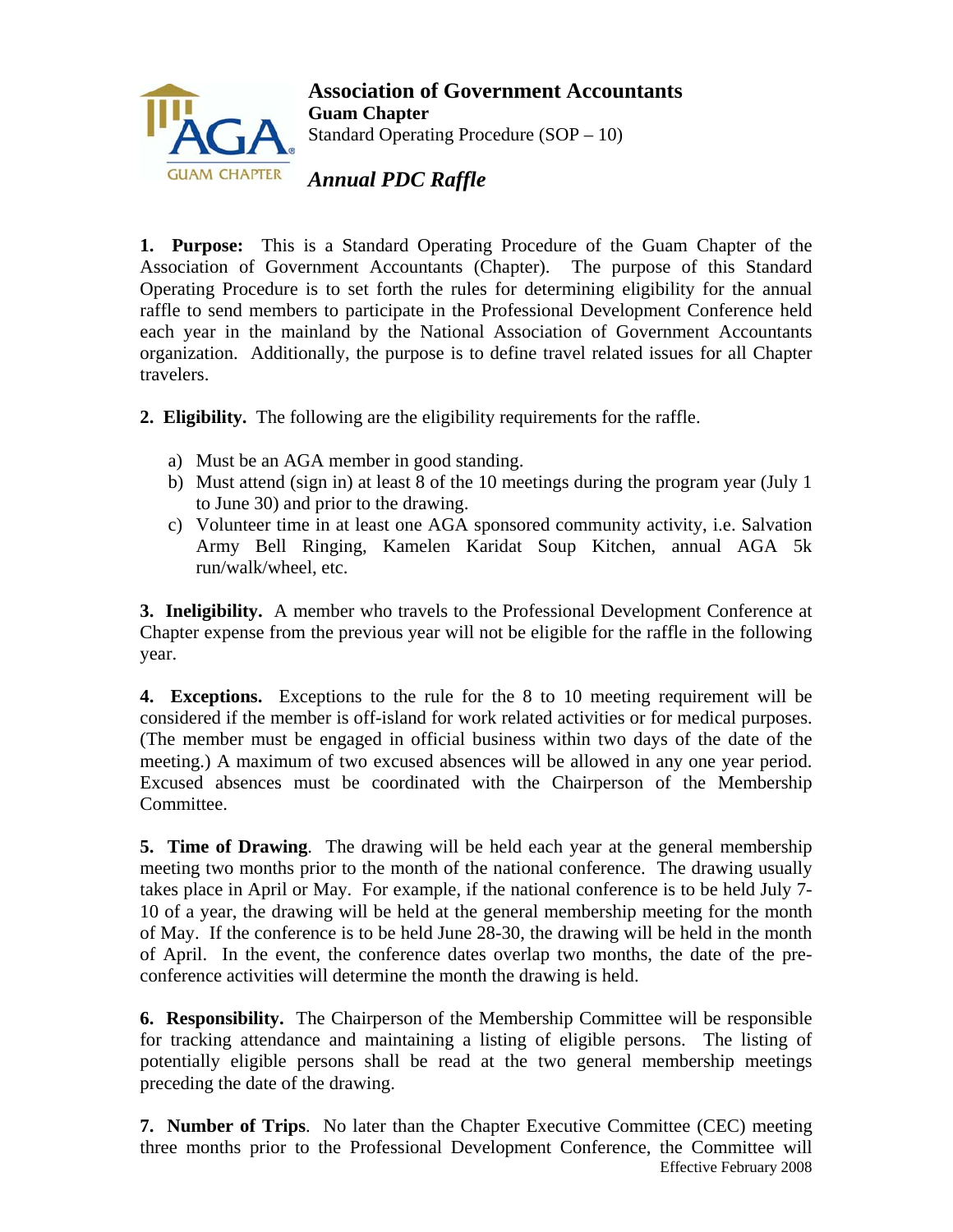# Association of Government Accountants

**Guam Chapter**

Standard Operating Procedure (SOP – 10)

## *Annual PDC Raffle*

**1. Purpose:** This is a Standard Operating Procedure of the Guam Chapter of the Association of Government Accountants (Chapter). The purpose of this Standard Operating Procedure is to set forth the rules for determining eligibility for the annual raffle to send members to participate in the Professional Development Conference held each year in the mainland by the National Association of Government Accountants organization. Additionally, the purpose is to define travel related issues for all Chapter travelers.

**2. Eligibility.** The following are the eligibility requirements for the raffle.

a) Must be an AGA member in good standing.
b) Must attend (sign in) at least 8 of the 10 meetings during the program year (July 1 to June 30) and prior to the drawing.
c) Volunteer time in at least one AGA sponsored community activity, i.e. Salvation Army Bell Ringing, Kamelen Karidat Soup Kitchen, annual AGA 5k run/walk/wheel, etc.

**3. Ineligibility.** A member who travels to the Professional Development Conference at Chapter expense from the previous year will not be eligible for the raffle in the following year.

**4. Exceptions.** Exceptions to the rule for the 8 to 10 meeting requirement will be considered if the member is off-island for work related activities or for medical purposes. (The member must be engaged in official business within two days of the date of the meeting.) A maximum of two excused absences will be allowed in any one year period. Excused absences must be coordinated with the Chairperson of the Membership Committee.

**5. Time of Drawing**. The drawing will be held each year at the general membership meeting two months prior to the month of the national conference. The drawing usually takes place in April or May. For example, if the national conference is to be held July 7-10 of a year, the drawing will be held at the general membership meeting for the month of May. If the conference is to be held June 28-30, the drawing will be held in the month of April. In the event, the conference dates overlap two months, the date of the pre-conference activities will determine the month the drawing is held.

**6. Responsibility.** The Chairperson of the Membership Committee will be responsible for tracking attendance and maintaining a listing of eligible persons. The listing of potentially eligible persons shall be read at the two general membership meetings preceding the date of the drawing.

**7. Number of Trips**. No later than the Chapter Executive Committee (CEC) meeting three months prior to the Professional Development Conference, the Committee will

Effective February 2008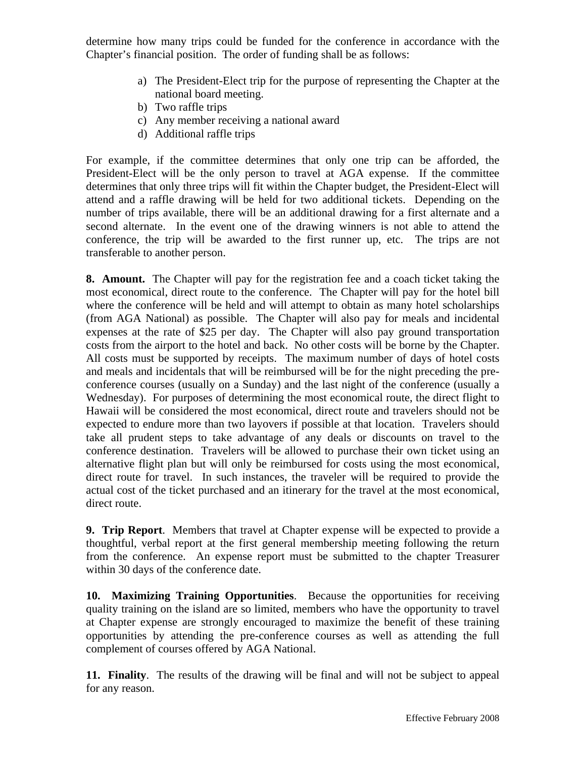determine how many trips could be funded for the conference in accordance with the Chapter's financial position. The order of funding shall be as follows:

a) The President-Elect trip for the purpose of representing the Chapter at the national board meeting.
b) Two raffle trips
c) Any member receiving a national award
d) Additional raffle trips

For example, if the committee determines that only one trip can be afforded, the President-Elect will be the only person to travel at AGA expense. If the committee determines that only three trips will fit within the Chapter budget, the President-Elect will attend and a raffle drawing will be held for two additional tickets. Depending on the number of trips available, there will be an additional drawing for a first alternate and a second alternate. In the event one of the drawing winners is not able to attend the conference, the trip will be awarded to the first runner up, etc. The trips are not transferable to another person.

**8. Amount.** The Chapter will pay for the registration fee and a coach ticket taking the most economical, direct route to the conference. The Chapter will pay for the hotel bill where the conference will be held and will attempt to obtain as many hotel scholarships (from AGA National) as possible. The Chapter will also pay for meals and incidental expenses at the rate of $25 per day. The Chapter will also pay ground transportation costs from the airport to the hotel and back. No other costs will be borne by the Chapter. All costs must be supported by receipts. The maximum number of days of hotel costs and meals and incidentals that will be reimbursed will be for the night preceding the pre-conference courses (usually on a Sunday) and the last night of the conference (usually a Wednesday). For purposes of determining the most economical route, the direct flight to Hawaii will be considered the most economical, direct route and travelers should not be expected to endure more than two layovers if possible at that location. Travelers should take all prudent steps to take advantage of any deals or discounts on travel to the conference destination. Travelers will be allowed to purchase their own ticket using an alternative flight plan but will only be reimbursed for costs using the most economical, direct route for travel. In such instances, the traveler will be required to provide the actual cost of the ticket purchased and an itinerary for the travel at the most economical, direct route.

**9. Trip Report**. Members that travel at Chapter expense will be expected to provide a thoughtful, verbal report at the first general membership meeting following the return from the conference. An expense report must be submitted to the chapter Treasurer within 30 days of the conference date.

**10. Maximizing Training Opportunities**. Because the opportunities for receiving quality training on the island are so limited, members who have the opportunity to travel at Chapter expense are strongly encouraged to maximize the benefit of these training opportunities by attending the pre-conference courses as well as attending the full complement of courses offered by AGA National.

**11. Finality**. The results of the drawing will be final and will not be subject to appeal for any reason.

Effective February 2008